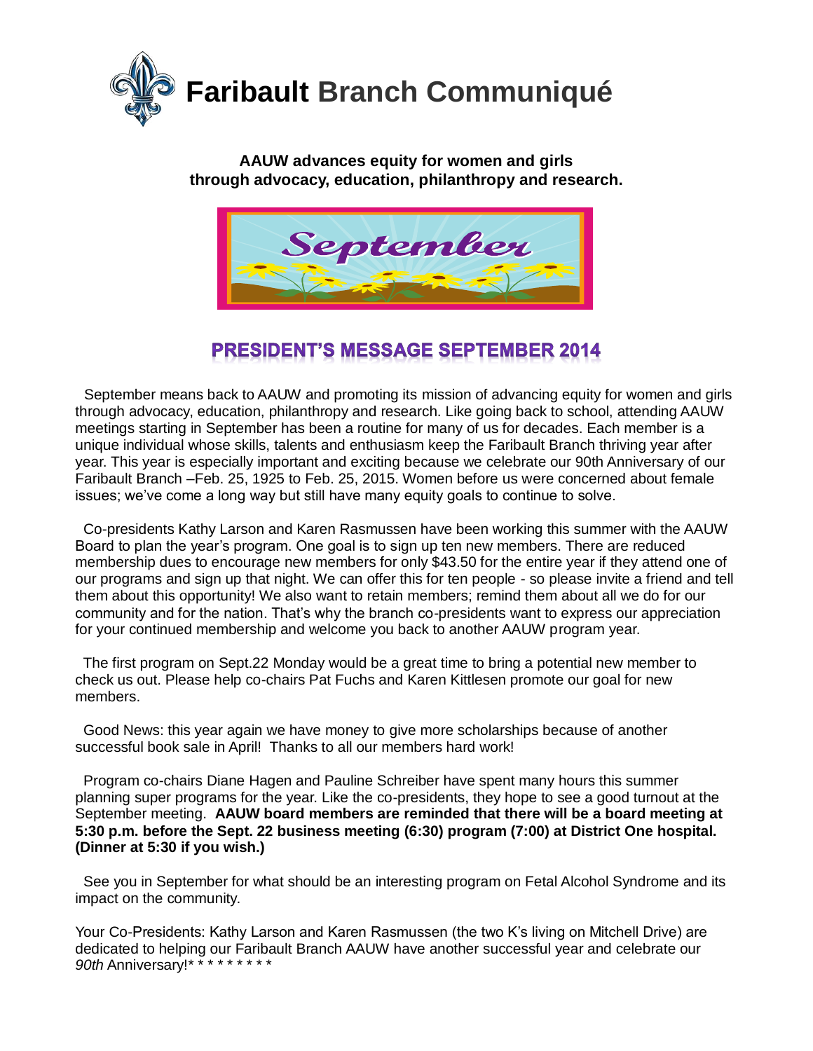# Faribault Branch Communiqué

**AAUW advances equity for women and girls through advocacy, education, philanthropy and research.**

September

## PRESIDENT'S MESSAGE SEPTEMBER 2014

September means back to AAUW and promoting its mission of advancing equity for women and girls through advocacy, education, philanthropy and research. Like going back to school, attending AAUW meetings starting in September has been a routine for many of us for decades. Each member is a unique individual whose skills, talents and enthusiasm keep the Faribault Branch thriving year after year. This year is especially important and exciting because we celebrate our 90th Anniversary of our Faribault Branch –Feb. 25, 1925 to Feb. 25, 2015. Women before us were concerned about female issues; we've come a long way but still have many equity goals to continue to solve.

Co-presidents Kathy Larson and Karen Rasmussen have been working this summer with the AAUW Board to plan the year's program. One goal is to sign up ten new members. There are reduced membership dues to encourage new members for only $43.50 for the entire year if they attend one of our programs and sign up that night. We can offer this for ten people - so please invite a friend and tell them about this opportunity! We also want to retain members; remind them about all we do for our community and for the nation. That's why the branch co-presidents want to express our appreciation for your continued membership and welcome you back to another AAUW program year.

The first program on Sept.22 Monday would be a great time to bring a potential new member to check us out. Please help co-chairs Pat Fuchs and Karen Kittlesen promote our goal for new members.

Good News: this year again we have money to give more scholarships because of another successful book sale in April! Thanks to all our members hard work!

Program co-chairs Diane Hagen and Pauline Schreiber have spent many hours this summer planning super programs for the year. Like the co-presidents, they hope to see a good turnout at the September meeting. **AAUW board members are reminded that there will be a board meeting at 5:30 p.m. before the Sept. 22 business meeting (6:30) program (7:00) at District One hospital. (Dinner at 5:30 if you wish.)**

See you in September for what should be an interesting program on Fetal Alcohol Syndrome and its impact on the community.

Your Co-Presidents: Kathy Larson and Karen Rasmussen (the two K's living on Mitchell Drive) are dedicated to helping our Faribault Branch AAUW have another successful year and celebrate our *90th* Anniversary!* * * * * * * * *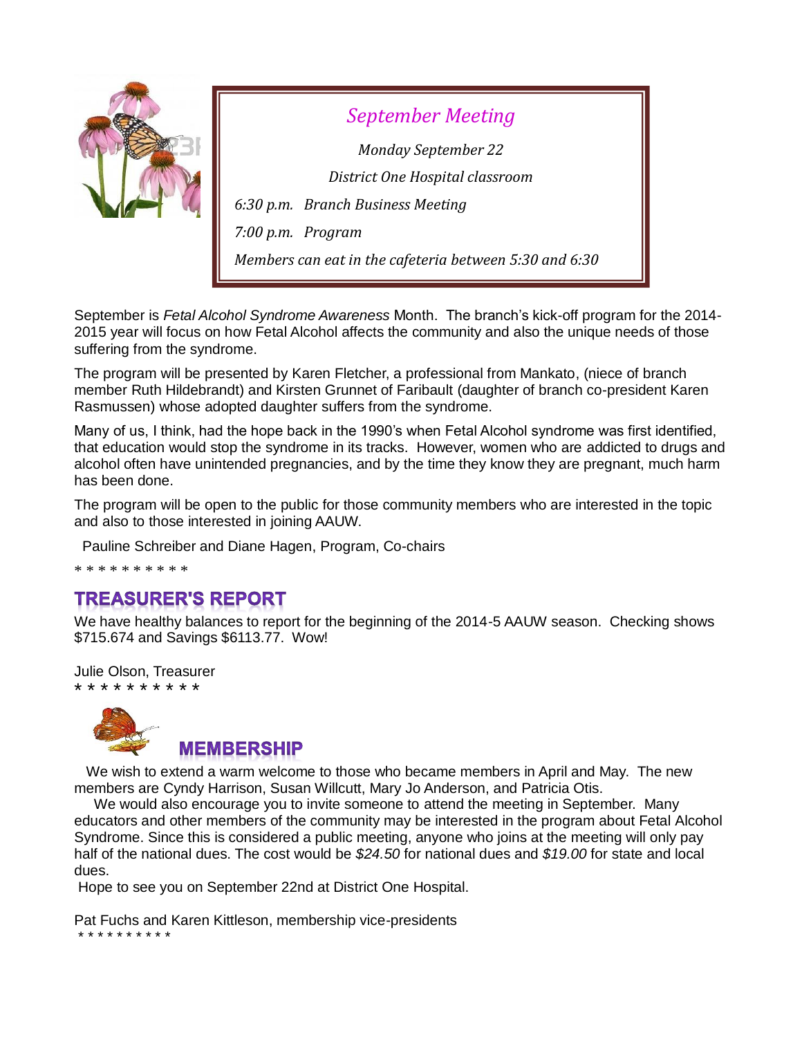## *September Meeting*

*Monday September 22*

*District One Hospital classroom*

*6:30 p.m. Branch Business Meeting*

*7:00 p.m. Program*

*Members can eat in the cafeteria between 5:30 and 6:30*

September is *Fetal Alcohol Syndrome Awareness* Month. The branch's kick-off program for the 2014-2015 year will focus on how Fetal Alcohol affects the community and also the unique needs of those suffering from the syndrome.

The program will be presented by Karen Fletcher, a professional from Mankato, (niece of branch member Ruth Hildebrandt) and Kirsten Grunnet of Faribault (daughter of branch co-president Karen Rasmussen) whose adopted daughter suffers from the syndrome.

Many of us, I think, had the hope back in the 1990's when Fetal Alcohol syndrome was first identified, that education would stop the syndrome in its tracks. However, women who are addicted to drugs and alcohol often have unintended pregnancies, and by the time they know they are pregnant, much harm has been done.

The program will be open to the public for those community members who are interested in the topic and also to those interested in joining AAUW.

Pauline Schreiber and Diane Hagen, Program, Co-chairs

* * * * * * * * * *

## TREASURER'S REPORT

We have healthy balances to report for the beginning of the 2014-5 AAUW season. Checking shows $715.674 and Savings $6113.77. Wow!

Julie Olson, Treasurer

* * * * * * * * * *

## MEMBERSHIP

We wish to extend a warm welcome to those who became members in April and May. The new members are Cyndy Harrison, Susan Willcutt, Mary Jo Anderson, and Patricia Otis.

We would also encourage you to invite someone to attend the meeting in September. Many educators and other members of the community may be interested in the program about Fetal Alcohol Syndrome. Since this is considered a public meeting, anyone who joins at the meeting will only pay half of the national dues. The cost would be *$24.50* for national dues and *$19.00* for state and local dues.

Hope to see you on September 22nd at District One Hospital.

Pat Fuchs and Karen Kittleson, membership vice-presidents

* * * * * * * * * *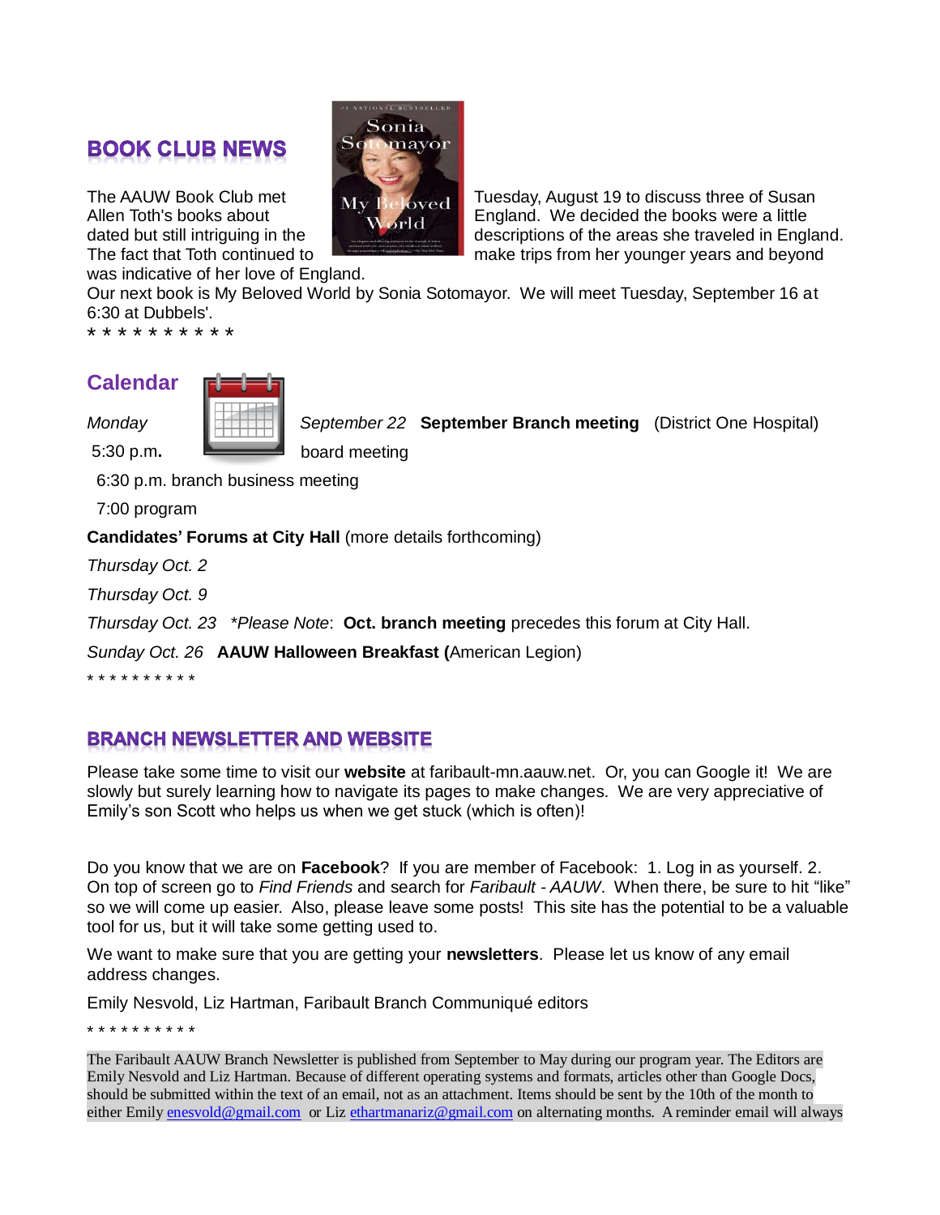## BOOK CLUB NEWS

The AAUW Book Club met Tuesday, August 19 to discuss three of Susan Allen Toth's books about England. We decided the books were a little dated but still intriguing in the descriptions of the areas she traveled in England. The fact that Toth continued to make trips from her younger years and beyond was indicative of her love of England.

Our next book is My Beloved World by Sonia Sotomayor. We will meet Tuesday, September 16 at 6:30 at Dubbels'.

* * * * * * * * * *

## Calendar

*Monday* *September 22* **September Branch meeting** (District One Hospital)

5:30 p.m**.** board meeting

6:30 p.m. branch business meeting

7:00 program

**Candidates' Forums at City Hall** (more details forthcoming)

*Thursday Oct. 2*

*Thursday Oct. 9*

*Thursday Oct. 23* *\*Please Note*: **Oct. branch meeting** precedes this forum at City Hall.

*Sunday Oct. 26* **AAUW Halloween Breakfast (**American Legion)

* * * * * * * * * *

## BRANCH NEWSLETTER AND WEBSITE

Please take some time to visit our **website** at faribault-mn.aauw.net. Or, you can Google it! We are slowly but surely learning how to navigate its pages to make changes. We are very appreciative of Emily's son Scott who helps us when we get stuck (which is often)!

Do you know that we are on **Facebook**? If you are member of Facebook: 1. Log in as yourself. 2. On top of screen go to *Find Friends* and search for *Faribault - AAUW*. When there, be sure to hit "like" so we will come up easier. Also, please leave some posts! This site has the potential to be a valuable tool for us, but it will take some getting used to.

We want to make sure that you are getting your **newsletters**. Please let us know of any email address changes.

Emily Nesvold, Liz Hartman, Faribault Branch Communiqué editors

* * * * * * * * * *

The Faribault AAUW Branch Newsletter is published from September to May during our program year. The Editors are Emily Nesvold and Liz Hartman. Because of different operating systems and formats, articles other than Google Docs, should be submitted within the text of an email, not as an attachment. Items should be sent by the 10th of the month to either Emily enesvold@gmail.com or Liz ethartmanariz@gmail.com on alternating months. A reminder email will always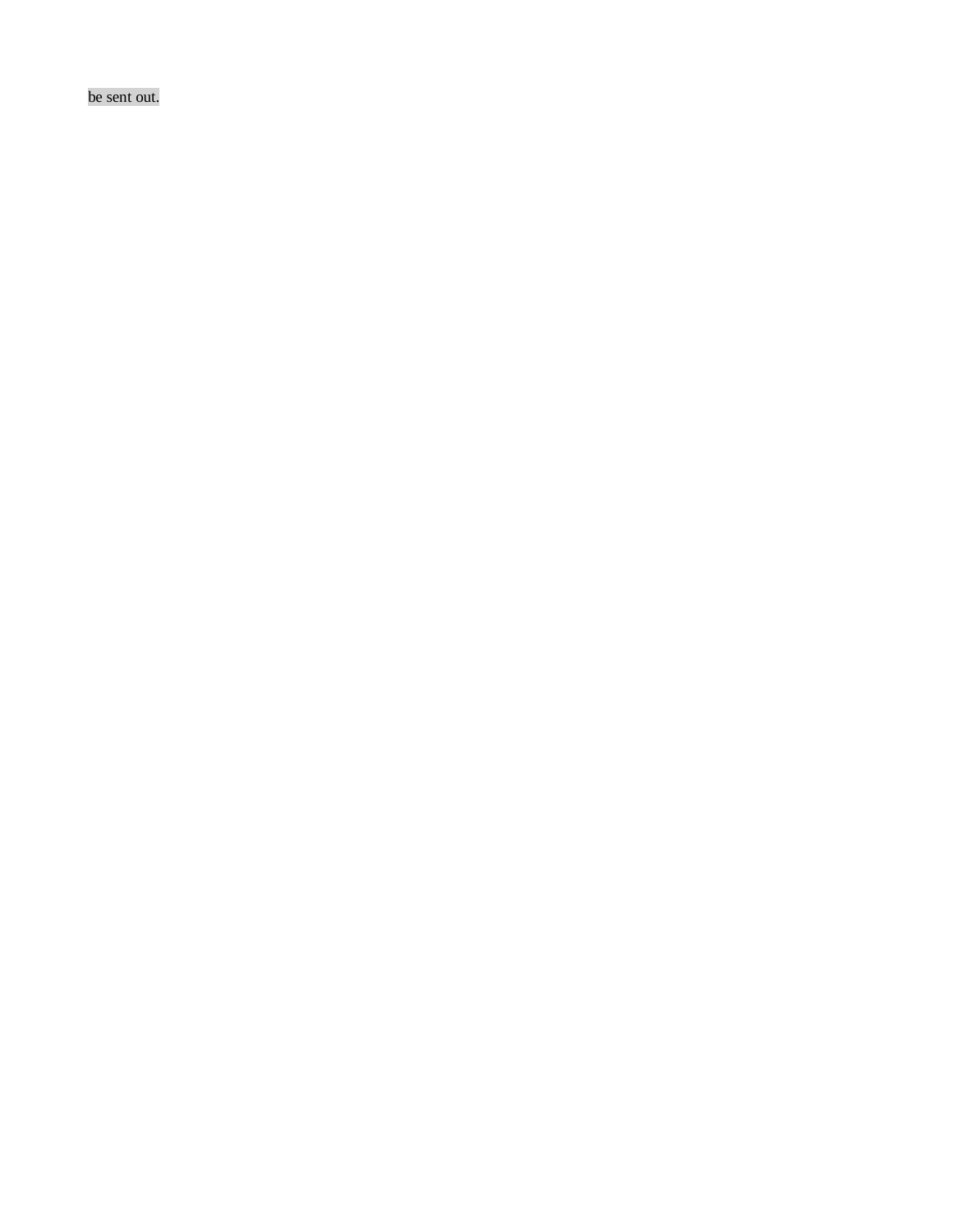be sent out.